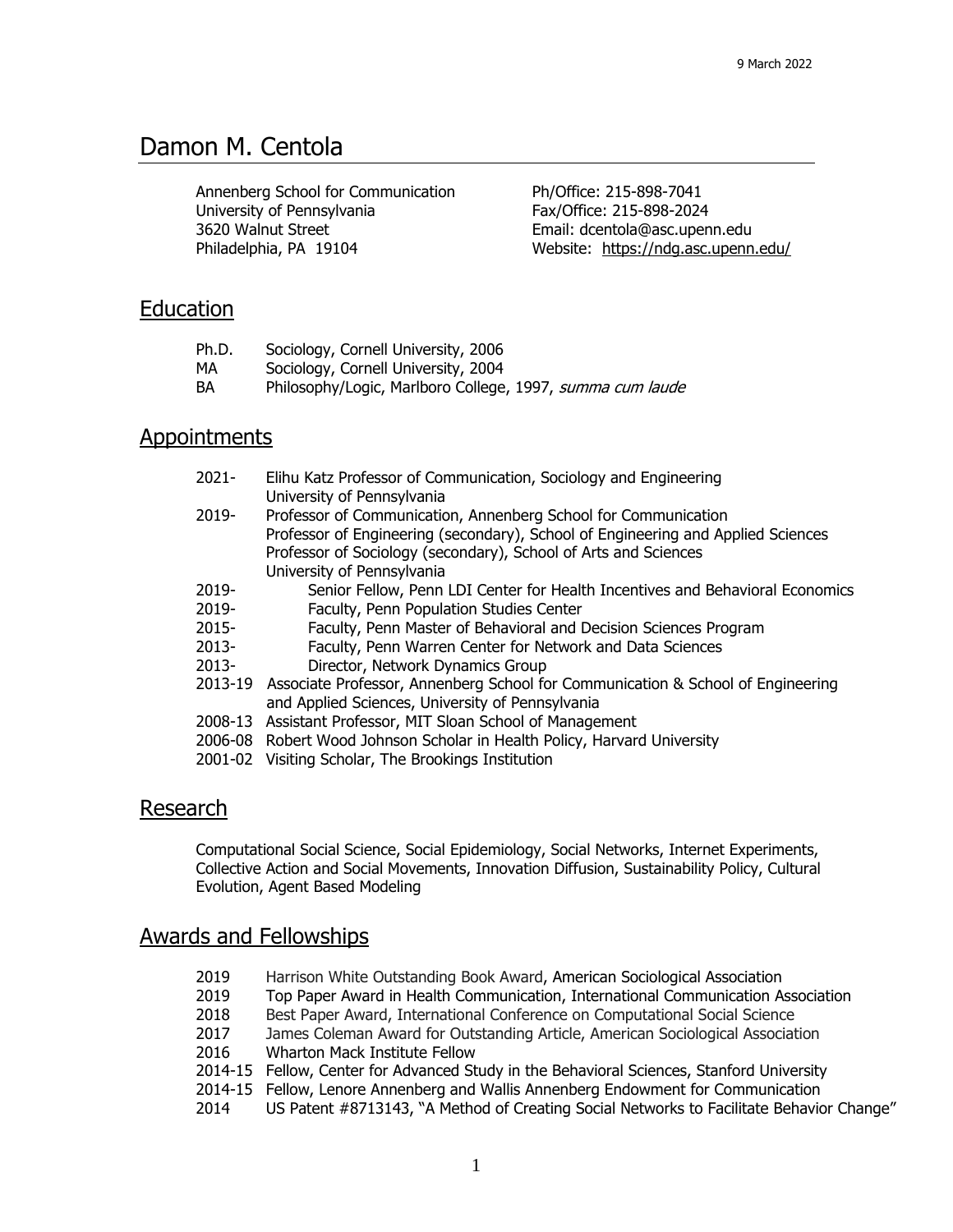9 March 2022

# Damon M. Centola

Annenberg School for Communication
University of Pennsylvania
3620 Walnut Street
Philadelphia, PA 19104

Ph/Office: 215-898-7041
Fax/Office: 215-898-2024
Email: dcentola@asc.upenn.edu
Website: https://ndg.asc.upenn.edu/

## Education

Ph.D. Sociology, Cornell University, 2006
MA Sociology, Cornell University, 2004
BA Philosophy/Logic, Marlboro College, 1997, *summa cum laude*

## Appointments

2021- Elihu Katz Professor of Communication, Sociology and Engineering
University of Pennsylvania
2019- Professor of Communication, Annenberg School for Communication
Professor of Engineering (secondary), School of Engineering and Applied Sciences
Professor of Sociology (secondary), School of Arts and Sciences
University of Pennsylvania
2019- Senior Fellow, Penn LDI Center for Health Incentives and Behavioral Economics
2019- Faculty, Penn Population Studies Center
2015- Faculty, Penn Master of Behavioral and Decision Sciences Program
2013- Faculty, Penn Warren Center for Network and Data Sciences
2013- Director, Network Dynamics Group
2013-19 Associate Professor, Annenberg School for Communication & School of Engineering and Applied Sciences, University of Pennsylvania
2008-13 Assistant Professor, MIT Sloan School of Management
2006-08 Robert Wood Johnson Scholar in Health Policy, Harvard University
2001-02 Visiting Scholar, The Brookings Institution

## Research

Computational Social Science, Social Epidemiology, Social Networks, Internet Experiments, Collective Action and Social Movements, Innovation Diffusion, Sustainability Policy, Cultural Evolution, Agent Based Modeling

## Awards and Fellowships

2019 Harrison White Outstanding Book Award, American Sociological Association
2019 Top Paper Award in Health Communication, International Communication Association
2018 Best Paper Award, International Conference on Computational Social Science
2017 James Coleman Award for Outstanding Article, American Sociological Association
2016 Wharton Mack Institute Fellow
2014-15 Fellow, Center for Advanced Study in the Behavioral Sciences, Stanford University
2014-15 Fellow, Lenore Annenberg and Wallis Annenberg Endowment for Communication
2014 US Patent #8713143, "A Method of Creating Social Networks to Facilitate Behavior Change"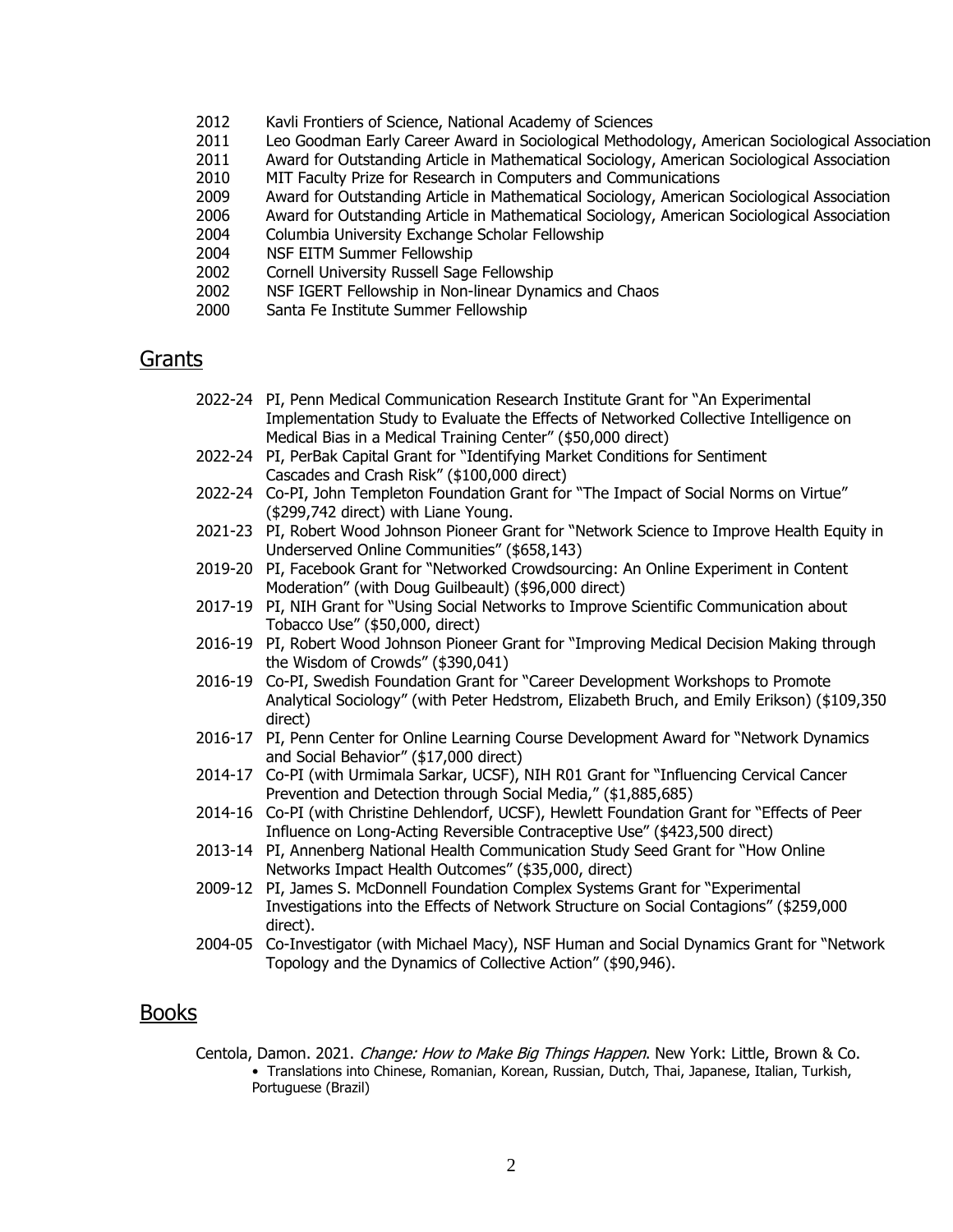2012 Kavli Frontiers of Science, National Academy of Sciences
2011 Leo Goodman Early Career Award in Sociological Methodology, American Sociological Association
2011 Award for Outstanding Article in Mathematical Sociology, American Sociological Association
2010 MIT Faculty Prize for Research in Computers and Communications
2009 Award for Outstanding Article in Mathematical Sociology, American Sociological Association
2006 Award for Outstanding Article in Mathematical Sociology, American Sociological Association
2004 Columbia University Exchange Scholar Fellowship
2004 NSF EITM Summer Fellowship
2002 Cornell University Russell Sage Fellowship
2002 NSF IGERT Fellowship in Non-linear Dynamics and Chaos
2000 Santa Fe Institute Summer Fellowship

## Grants

2022-24 PI, Penn Medical Communication Research Institute Grant for "An Experimental Implementation Study to Evaluate the Effects of Networked Collective Intelligence on Medical Bias in a Medical Training Center" ($50,000 direct)

2022-24 PI, PerBak Capital Grant for "Identifying Market Conditions for Sentiment Cascades and Crash Risk" ($100,000 direct)

2022-24 Co-PI, John Templeton Foundation Grant for "The Impact of Social Norms on Virtue" ($299,742 direct) with Liane Young.

2021-23 PI, Robert Wood Johnson Pioneer Grant for "Network Science to Improve Health Equity in Underserved Online Communities" ($658,143)

2019-20 PI, Facebook Grant for "Networked Crowdsourcing: An Online Experiment in Content Moderation" (with Doug Guilbeault) ($96,000 direct)

2017-19 PI, NIH Grant for "Using Social Networks to Improve Scientific Communication about Tobacco Use" ($50,000, direct)

2016-19 PI, Robert Wood Johnson Pioneer Grant for "Improving Medical Decision Making through the Wisdom of Crowds" ($390,041)

2016-19 Co-PI, Swedish Foundation Grant for "Career Development Workshops to Promote Analytical Sociology" (with Peter Hedstrom, Elizabeth Bruch, and Emily Erikson) ($109,350 direct)

2016-17 PI, Penn Center for Online Learning Course Development Award for "Network Dynamics and Social Behavior" ($17,000 direct)

2014-17 Co-PI (with Urmimala Sarkar, UCSF), NIH R01 Grant for "Influencing Cervical Cancer Prevention and Detection through Social Media," ($1,885,685)

2014-16 Co-PI (with Christine Dehlendorf, UCSF), Hewlett Foundation Grant for "Effects of Peer Influence on Long-Acting Reversible Contraceptive Use" ($423,500 direct)

2013-14 PI, Annenberg National Health Communication Study Seed Grant for "How Online Networks Impact Health Outcomes" ($35,000, direct)

2009-12 PI, James S. McDonnell Foundation Complex Systems Grant for "Experimental Investigations into the Effects of Network Structure on Social Contagions" ($259,000 direct).

2004-05 Co-Investigator (with Michael Macy), NSF Human and Social Dynamics Grant for "Network Topology and the Dynamics of Collective Action" ($90,946).

## Books

Centola, Damon. 2021. *Change: How to Make Big Things Happen*. New York: Little, Brown & Co.
- Translations into Chinese, Romanian, Korean, Russian, Dutch, Thai, Japanese, Italian, Turkish, Portuguese (Brazil)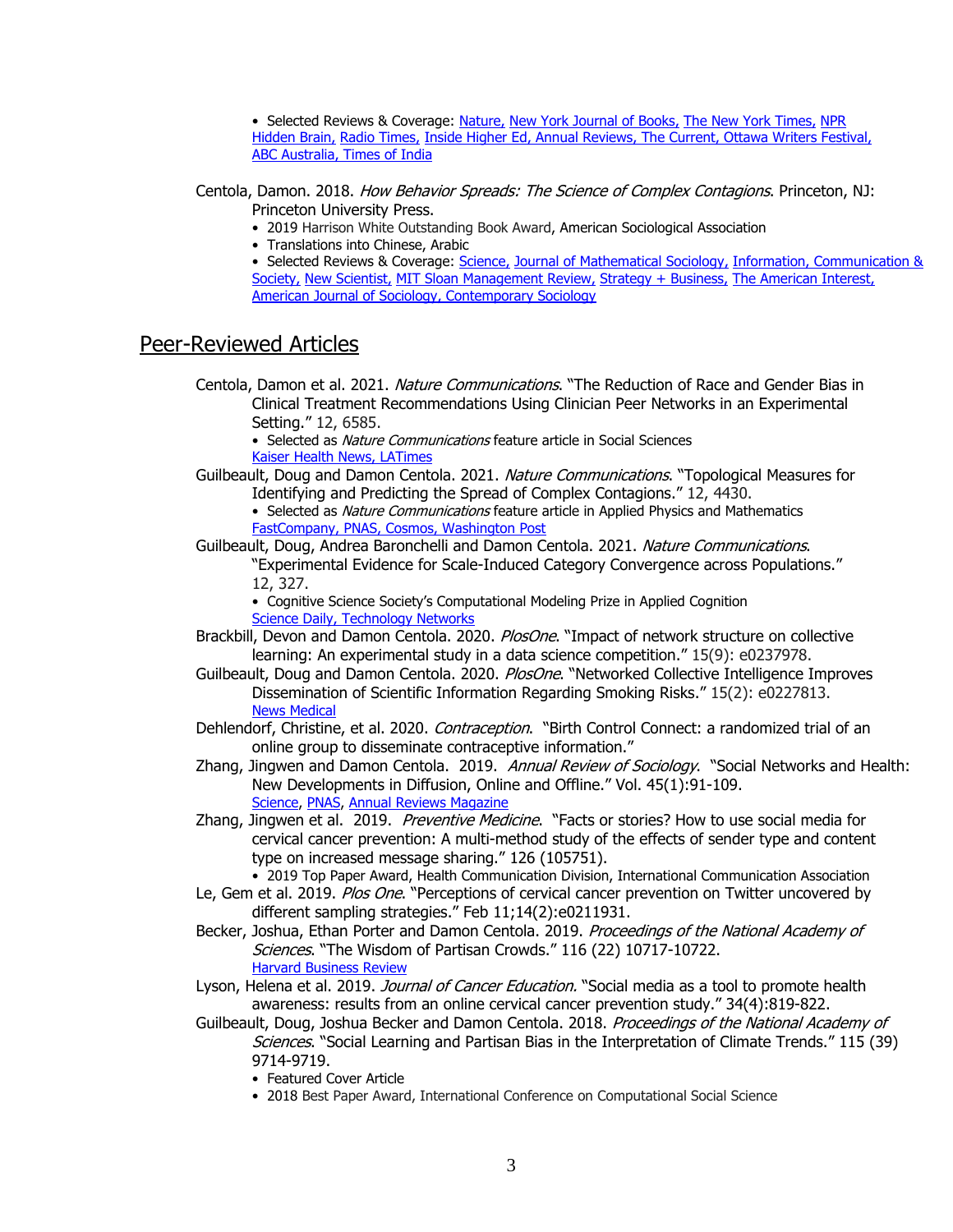• Selected Reviews & Coverage: Nature, New York Journal of Books, The New York Times, NPR Hidden Brain, Radio Times, Inside Higher Ed, Annual Reviews, The Current, Ottawa Writers Festival, ABC Australia, Times of India

Centola, Damon. 2018. *How Behavior Spreads: The Science of Complex Contagions*. Princeton, NJ: Princeton University Press.

- 2019 Harrison White Outstanding Book Award, American Sociological Association
- Translations into Chinese, Arabic
- Selected Reviews & Coverage: Science, Journal of Mathematical Sociology, Information, Communication & Society, New Scientist, MIT Sloan Management Review, Strategy + Business, The American Interest, American Journal of Sociology, Contemporary Sociology

## Peer-Reviewed Articles

Centola, Damon et al. 2021. *Nature Communications*. "The Reduction of Race and Gender Bias in Clinical Treatment Recommendations Using Clinician Peer Networks in an Experimental Setting." 12, 6585.

- Selected as *Nature Communications* feature article in Social Sciences

Kaiser Health News, LATimes

Guilbeault, Doug and Damon Centola. 2021. *Nature Communications*. "Topological Measures for Identifying and Predicting the Spread of Complex Contagions." 12, 4430.

- Selected as *Nature Communications* feature article in Applied Physics and Mathematics

FastCompany, PNAS, Cosmos, Washington Post

Guilbeault, Doug, Andrea Baronchelli and Damon Centola. 2021. *Nature Communications*. "Experimental Evidence for Scale-Induced Category Convergence across Populations." 12, 327.

- Cognitive Science Society's Computational Modeling Prize in Applied Cognition

Science Daily, Technology Networks

Brackbill, Devon and Damon Centola. 2020. *PlosOne*. "Impact of network structure on collective learning: An experimental study in a data science competition." 15(9): e0237978.

Guilbeault, Doug and Damon Centola. 2020. *PlosOne*. "Networked Collective Intelligence Improves Dissemination of Scientific Information Regarding Smoking Risks." 15(2): e0227813.

News Medical

Dehlendorf, Christine, et al. 2020. *Contraception*. "Birth Control Connect: a randomized trial of an online group to disseminate contraceptive information."

Zhang, Jingwen and Damon Centola. 2019. *Annual Review of Sociology*. "Social Networks and Health: New Developments in Diffusion, Online and Offline." Vol. 45(1):91-109.

Science, PNAS, Annual Reviews Magazine

Zhang, Jingwen et al. 2019. *Preventive Medicine*. "Facts or stories? How to use social media for cervical cancer prevention: A multi-method study of the effects of sender type and content type on increased message sharing." 126 (105751).

- 2019 Top Paper Award, Health Communication Division, International Communication Association

Le, Gem et al. 2019. *Plos One*. "Perceptions of cervical cancer prevention on Twitter uncovered by different sampling strategies." Feb 11;14(2):e0211931.

Becker, Joshua, Ethan Porter and Damon Centola. 2019. *Proceedings of the National Academy of Sciences*. "The Wisdom of Partisan Crowds." 116 (22) 10717-10722.

Harvard Business Review

Lyson, Helena et al. 2019. *Journal of Cancer Education.* "Social media as a tool to promote health awareness: results from an online cervical cancer prevention study." 34(4):819-822.

Guilbeault, Doug, Joshua Becker and Damon Centola. 2018. *Proceedings of the National Academy of Sciences*. "Social Learning and Partisan Bias in the Interpretation of Climate Trends." 115 (39) 9714-9719.

- Featured Cover Article
- 2018 Best Paper Award, International Conference on Computational Social Science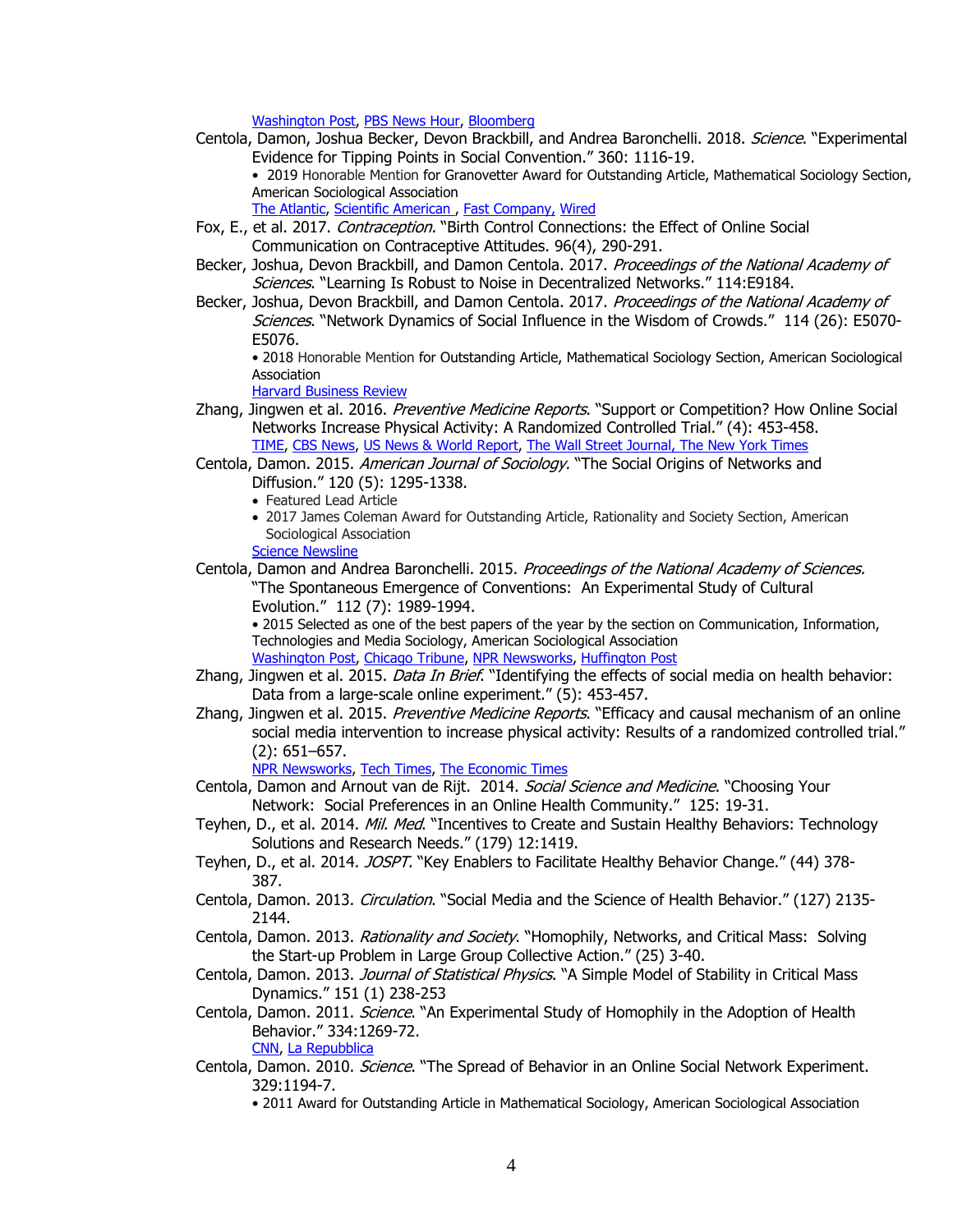Washington Post, PBS News Hour, Bloomberg

Centola, Damon, Joshua Becker, Devon Brackbill, and Andrea Baronchelli. 2018. *Science*. "Experimental Evidence for Tipping Points in Social Convention." 360: 1116-19.

- 2019 Honorable Mention for Granovetter Award for Outstanding Article, Mathematical Sociology Section, American Sociological Association

The Atlantic, Scientific American , Fast Company, Wired

Fox, E., et al. 2017. *Contraception.* "Birth Control Connections: the Effect of Online Social Communication on Contraceptive Attitudes. 96(4), 290-291.

Becker, Joshua, Devon Brackbill, and Damon Centola. 2017. *Proceedings of the National Academy of Sciences*. "Learning Is Robust to Noise in Decentralized Networks." 114:E9184.

Becker, Joshua, Devon Brackbill, and Damon Centola. 2017. *Proceedings of the National Academy of Sciences*. "Network Dynamics of Social Influence in the Wisdom of Crowds." 114 (26): E5070-E5076.

- 2018 Honorable Mention for Outstanding Article, Mathematical Sociology Section, American Sociological Association

Harvard Business Review

Zhang, Jingwen et al. 2016. *Preventive Medicine Reports*. "Support or Competition? How Online Social Networks Increase Physical Activity: A Randomized Controlled Trial." (4): 453-458.

TIME, CBS News, US News & World Report, The Wall Street Journal, The New York Times

Centola, Damon. 2015. *American Journal of Sociology.* "The Social Origins of Networks and Diffusion." 120 (5): 1295-1338.

- Featured Lead Article
- 2017 James Coleman Award for Outstanding Article, Rationality and Society Section, American Sociological Association

Science Newsline

Centola, Damon and Andrea Baronchelli. 2015. *Proceedings of the National Academy of Sciences.* "The Spontaneous Emergence of Conventions: An Experimental Study of Cultural Evolution." 112 (7): 1989-1994.

- 2015 Selected as one of the best papers of the year by the section on Communication, Information, Technologies and Media Sociology, American Sociological Association

Washington Post, Chicago Tribune, NPR Newsworks, Huffington Post

Zhang, Jingwen et al. 2015. *Data In Brief*. "Identifying the effects of social media on health behavior: Data from a large-scale online experiment." (5): 453-457.

Zhang, Jingwen et al. 2015. *Preventive Medicine Reports*. "Efficacy and causal mechanism of an online social media intervention to increase physical activity: Results of a randomized controlled trial." (2): 651–657.

NPR Newsworks, Tech Times, The Economic Times

Centola, Damon and Arnout van de Rijt. 2014. *Social Science and Medicine*. "Choosing Your Network: Social Preferences in an Online Health Community." 125: 19-31.

Teyhen, D., et al. 2014. *Mil. Med*. "Incentives to Create and Sustain Healthy Behaviors: Technology Solutions and Research Needs." (179) 12:1419.

Teyhen, D., et al. 2014. *JOSPT.* "Key Enablers to Facilitate Healthy Behavior Change." (44) 378-387.

Centola, Damon. 2013. *Circulation*. "Social Media and the Science of Health Behavior." (127) 2135-2144.

Centola, Damon. 2013. *Rationality and Society*. "Homophily, Networks, and Critical Mass: Solving the Start-up Problem in Large Group Collective Action." (25) 3-40.

Centola, Damon. 2013. *Journal of Statistical Physics*. "A Simple Model of Stability in Critical Mass Dynamics." 151 (1) 238-253

Centola, Damon. 2011. *Science*. "An Experimental Study of Homophily in the Adoption of Health Behavior." 334:1269-72.

CNN, La Repubblica

Centola, Damon. 2010. *Science*. "The Spread of Behavior in an Online Social Network Experiment. 329:1194-7.

- 2011 Award for Outstanding Article in Mathematical Sociology, American Sociological Association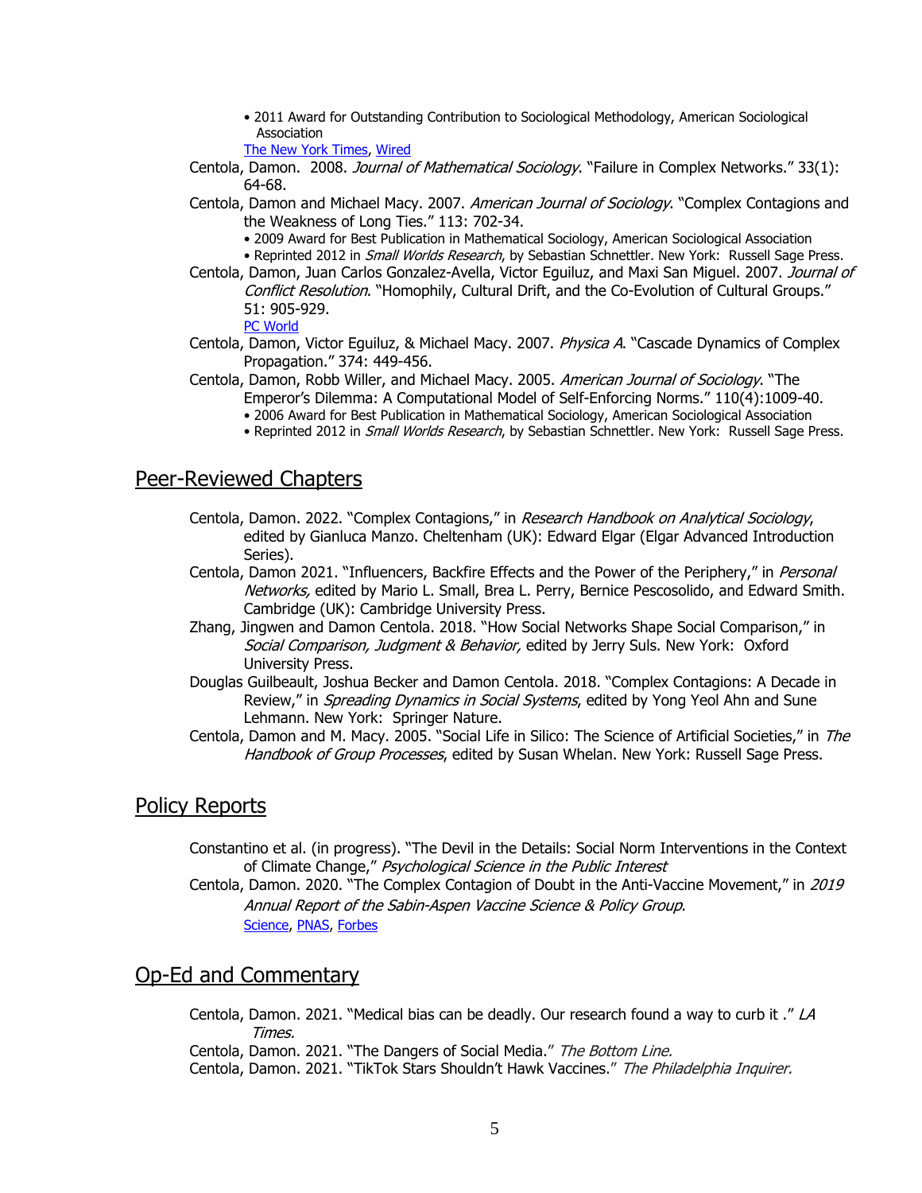- 2011 Award for Outstanding Contribution to Sociological Methodology, American Sociological Association

The New York Times, Wired

Centola, Damon. 2008. *Journal of Mathematical Sociology*. "Failure in Complex Networks." 33(1): 64-68.

Centola, Damon and Michael Macy. 2007. *American Journal of Sociology*. "Complex Contagions and the Weakness of Long Ties." 113: 702-34.

- 2009 Award for Best Publication in Mathematical Sociology, American Sociological Association
- Reprinted 2012 in *Small Worlds Research*, by Sebastian Schnettler. New York: Russell Sage Press.

Centola, Damon, Juan Carlos Gonzalez-Avella, Victor Eguiluz, and Maxi San Miguel. 2007. *Journal of Conflict Resolution*. "Homophily, Cultural Drift, and the Co-Evolution of Cultural Groups." 51: 905-929.

PC World

Centola, Damon, Victor Eguiluz, & Michael Macy. 2007. *Physica A*. "Cascade Dynamics of Complex Propagation." 374: 449-456.

Centola, Damon, Robb Willer, and Michael Macy. 2005. *American Journal of Sociology*. "The Emperor's Dilemma: A Computational Model of Self-Enforcing Norms." 110(4):1009-40.

- 2006 Award for Best Publication in Mathematical Sociology, American Sociological Association
- Reprinted 2012 in *Small Worlds Research*, by Sebastian Schnettler. New York: Russell Sage Press.

## Peer-Reviewed Chapters

Centola, Damon. 2022. "Complex Contagions," in *Research Handbook on Analytical Sociology*, edited by Gianluca Manzo. Cheltenham (UK): Edward Elgar (Elgar Advanced Introduction Series).

Centola, Damon 2021. "Influencers, Backfire Effects and the Power of the Periphery," in *Personal Networks,* edited by Mario L. Small, Brea L. Perry, Bernice Pescosolido, and Edward Smith. Cambridge (UK): Cambridge University Press.

Zhang, Jingwen and Damon Centola. 2018. "How Social Networks Shape Social Comparison," in *Social Comparison, Judgment & Behavior,* edited by Jerry Suls. New York: Oxford University Press.

Douglas Guilbeault, Joshua Becker and Damon Centola. 2018. "Complex Contagions: A Decade in Review," in *Spreading Dynamics in Social Systems*, edited by Yong Yeol Ahn and Sune Lehmann. New York: Springer Nature.

Centola, Damon and M. Macy. 2005. "Social Life in Silico: The Science of Artificial Societies," in *The Handbook of Group Processes*, edited by Susan Whelan. New York: Russell Sage Press.

## Policy Reports

Constantino et al. (in progress). "The Devil in the Details: Social Norm Interventions in the Context of Climate Change," *Psychological Science in the Public Interest*

Centola, Damon. 2020. "The Complex Contagion of Doubt in the Anti-Vaccine Movement," in *2019 Annual Report of the Sabin-Aspen Vaccine Science & Policy Group*.

Science, PNAS, Forbes

## Op-Ed and Commentary

Centola, Damon. 2021. "Medical bias can be deadly. Our research found a way to curb it ." *LA Times.*

Centola, Damon. 2021. "The Dangers of Social Media." *The Bottom Line.*

Centola, Damon. 2021. "TikTok Stars Shouldn't Hawk Vaccines." *The Philadelphia Inquirer.*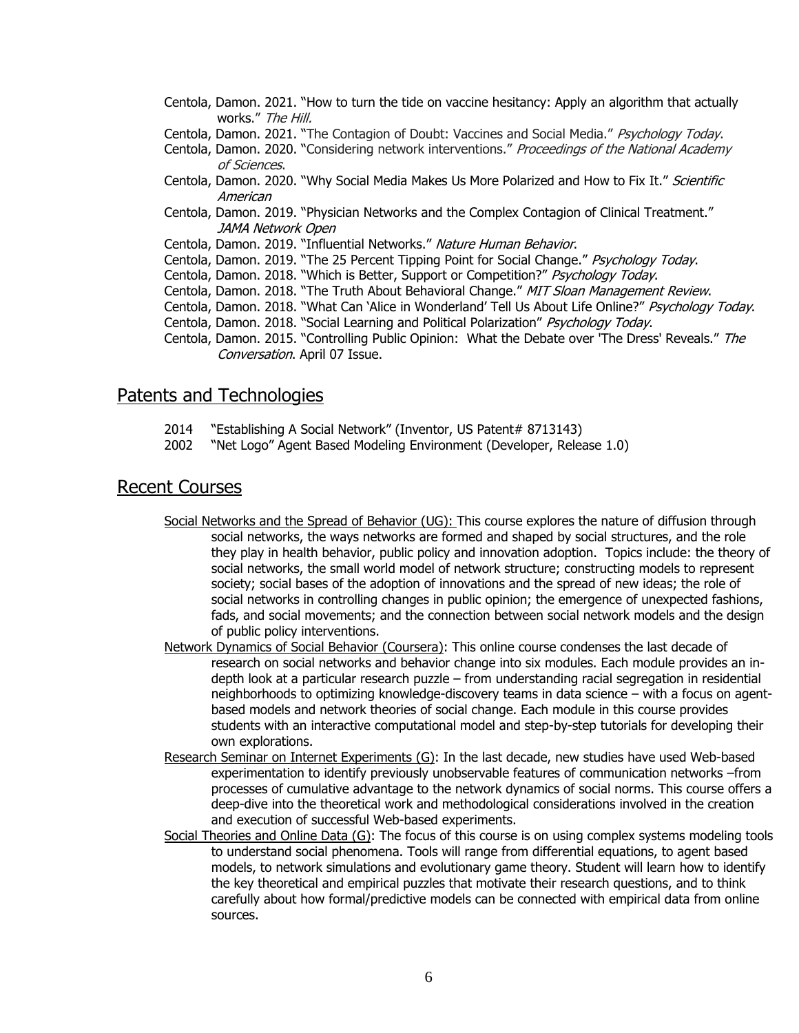Centola, Damon. 2021. "How to turn the tide on vaccine hesitancy: Apply an algorithm that actually works." *The Hill.*

Centola, Damon. 2021. "The Contagion of Doubt: Vaccines and Social Media." *Psychology Today*.

Centola, Damon. 2020. "Considering network interventions." *Proceedings of the National Academy of Sciences*.

Centola, Damon. 2020. "Why Social Media Makes Us More Polarized and How to Fix It." *Scientific American*

Centola, Damon. 2019. "Physician Networks and the Complex Contagion of Clinical Treatment." *JAMA Network Open*

Centola, Damon. 2019. "Influential Networks." *Nature Human Behavior*.

Centola, Damon. 2019. "The 25 Percent Tipping Point for Social Change." *Psychology Today*.

Centola, Damon. 2018. "Which is Better, Support or Competition?" *Psychology Today*.

Centola, Damon. 2018. "The Truth About Behavioral Change." *MIT Sloan Management Review*.

Centola, Damon. 2018. "What Can 'Alice in Wonderland' Tell Us About Life Online?" *Psychology Today*.

Centola, Damon. 2018. "Social Learning and Political Polarization" *Psychology Today*.

Centola, Damon. 2015. "Controlling Public Opinion: What the Debate over 'The Dress' Reveals." *The Conversation*. April 07 Issue.

## Patents and Technologies

2014 "Establishing A Social Network" (Inventor, US Patent# 8713143)

2002 "Net Logo" Agent Based Modeling Environment (Developer, Release 1.0)

## Recent Courses

Social Networks and the Spread of Behavior (UG): This course explores the nature of diffusion through social networks, the ways networks are formed and shaped by social structures, and the role they play in health behavior, public policy and innovation adoption. Topics include: the theory of social networks, the small world model of network structure; constructing models to represent society; social bases of the adoption of innovations and the spread of new ideas; the role of social networks in controlling changes in public opinion; the emergence of unexpected fashions, fads, and social movements; and the connection between social network models and the design of public policy interventions.

Network Dynamics of Social Behavior (Coursera): This online course condenses the last decade of research on social networks and behavior change into six modules. Each module provides an in-depth look at a particular research puzzle – from understanding racial segregation in residential neighborhoods to optimizing knowledge-discovery teams in data science – with a focus on agent-based models and network theories of social change. Each module in this course provides students with an interactive computational model and step-by-step tutorials for developing their own explorations.

Research Seminar on Internet Experiments (G): In the last decade, new studies have used Web-based experimentation to identify previously unobservable features of communication networks –from processes of cumulative advantage to the network dynamics of social norms. This course offers a deep-dive into the theoretical work and methodological considerations involved in the creation and execution of successful Web-based experiments.

Social Theories and Online Data (G): The focus of this course is on using complex systems modeling tools to understand social phenomena. Tools will range from differential equations, to agent based models, to network simulations and evolutionary game theory. Student will learn how to identify the key theoretical and empirical puzzles that motivate their research questions, and to think carefully about how formal/predictive models can be connected with empirical data from online sources.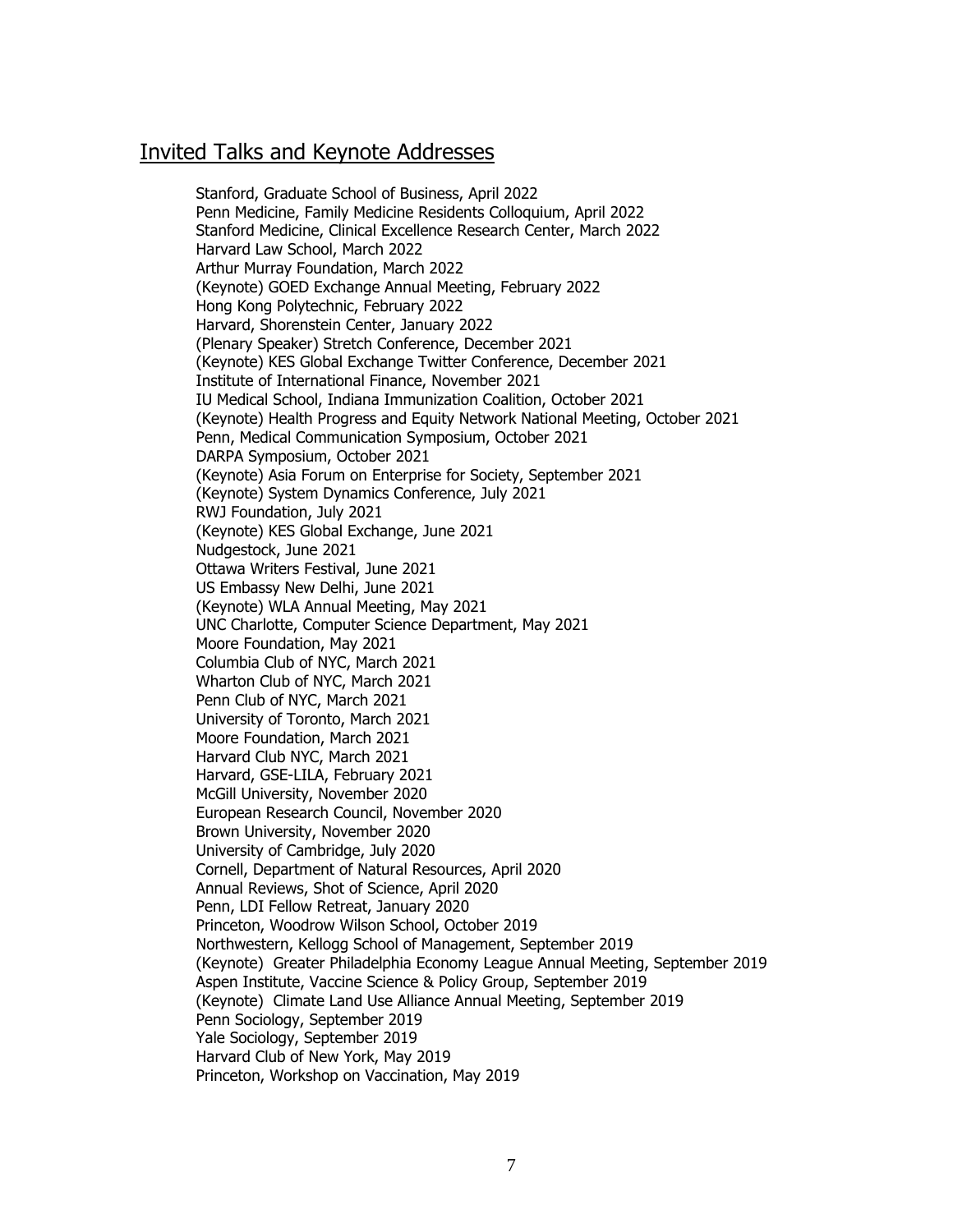## Invited Talks and Keynote Addresses

Stanford, Graduate School of Business, April 2022
Penn Medicine, Family Medicine Residents Colloquium, April 2022
Stanford Medicine, Clinical Excellence Research Center, March 2022
Harvard Law School, March 2022
Arthur Murray Foundation, March 2022
(Keynote) GOED Exchange Annual Meeting, February 2022
Hong Kong Polytechnic, February 2022
Harvard, Shorenstein Center, January 2022
(Plenary Speaker) Stretch Conference, December 2021
(Keynote) KES Global Exchange Twitter Conference, December 2021
Institute of International Finance, November 2021
IU Medical School, Indiana Immunization Coalition, October 2021
(Keynote) Health Progress and Equity Network National Meeting, October 2021
Penn, Medical Communication Symposium, October 2021
DARPA Symposium, October 2021
(Keynote) Asia Forum on Enterprise for Society, September 2021
(Keynote) System Dynamics Conference, July 2021
RWJ Foundation, July 2021
(Keynote) KES Global Exchange, June 2021
Nudgestock, June 2021
Ottawa Writers Festival, June 2021
US Embassy New Delhi, June 2021
(Keynote) WLA Annual Meeting, May 2021
UNC Charlotte, Computer Science Department, May 2021
Moore Foundation, May 2021
Columbia Club of NYC, March 2021
Wharton Club of NYC, March 2021
Penn Club of NYC, March 2021
University of Toronto, March 2021
Moore Foundation, March 2021
Harvard Club NYC, March 2021
Harvard, GSE-LILA, February 2021
McGill University, November 2020
European Research Council, November 2020
Brown University, November 2020
University of Cambridge, July 2020
Cornell, Department of Natural Resources, April 2020
Annual Reviews, Shot of Science, April 2020
Penn, LDI Fellow Retreat, January 2020
Princeton, Woodrow Wilson School, October 2019
Northwestern, Kellogg School of Management, September 2019
(Keynote) Greater Philadelphia Economy League Annual Meeting, September 2019
Aspen Institute, Vaccine Science & Policy Group, September 2019
(Keynote) Climate Land Use Alliance Annual Meeting, September 2019
Penn Sociology, September 2019
Yale Sociology, September 2019
Harvard Club of New York, May 2019
Princeton, Workshop on Vaccination, May 2019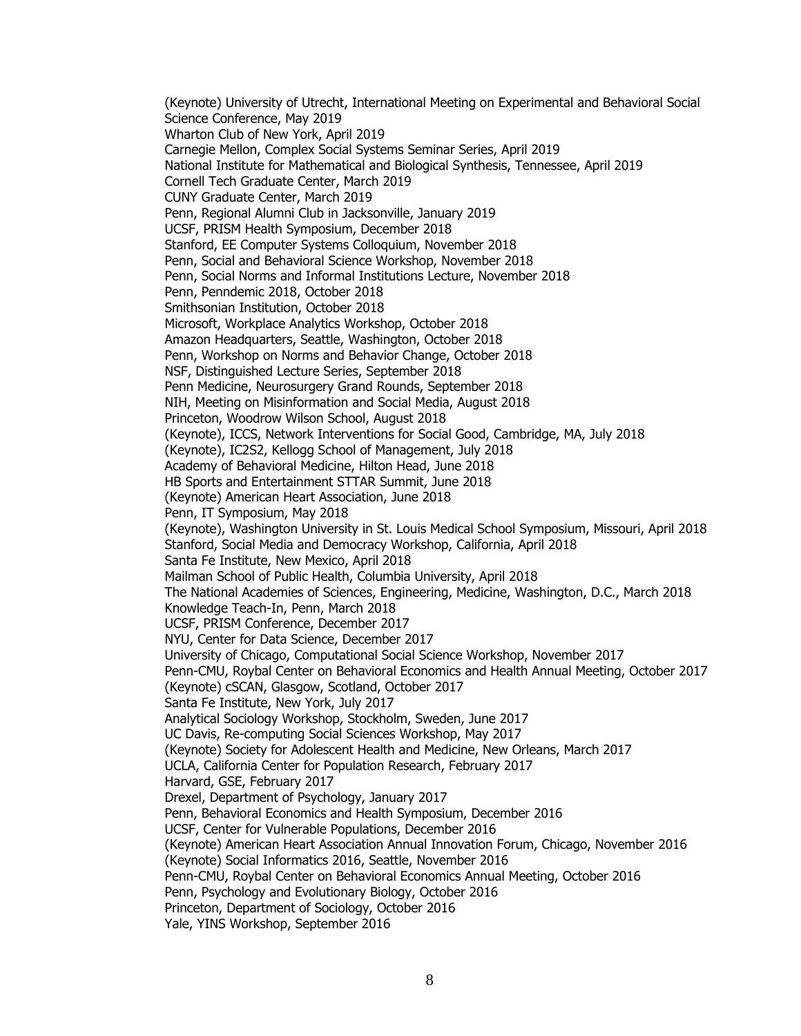(Keynote) University of Utrecht, International Meeting on Experimental and Behavioral Social Science Conference, May 2019
Wharton Club of New York, April 2019
Carnegie Mellon, Complex Social Systems Seminar Series, April 2019
National Institute for Mathematical and Biological Synthesis, Tennessee, April 2019
Cornell Tech Graduate Center, March 2019
CUNY Graduate Center, March 2019
Penn, Regional Alumni Club in Jacksonville, January 2019
UCSF, PRISM Health Symposium, December 2018
Stanford, EE Computer Systems Colloquium, November 2018
Penn, Social and Behavioral Science Workshop, November 2018
Penn, Social Norms and Informal Institutions Lecture, November 2018
Penn, Penndemic 2018, October 2018
Smithsonian Institution, October 2018
Microsoft, Workplace Analytics Workshop, October 2018
Amazon Headquarters, Seattle, Washington, October 2018
Penn, Workshop on Norms and Behavior Change, October 2018
NSF, Distinguished Lecture Series, September 2018
Penn Medicine, Neurosurgery Grand Rounds, September 2018
NIH, Meeting on Misinformation and Social Media, August 2018
Princeton, Woodrow Wilson School, August 2018
(Keynote), ICCS, Network Interventions for Social Good, Cambridge, MA, July 2018
(Keynote), IC2S2, Kellogg School of Management, July 2018
Academy of Behavioral Medicine, Hilton Head, June 2018
HB Sports and Entertainment STTAR Summit, June 2018
(Keynote) American Heart Association, June 2018
Penn, IT Symposium, May 2018
(Keynote), Washington University in St. Louis Medical School Symposium, Missouri, April 2018
Stanford, Social Media and Democracy Workshop, California, April 2018
Santa Fe Institute, New Mexico, April 2018
Mailman School of Public Health, Columbia University, April 2018
The National Academies of Sciences, Engineering, Medicine, Washington, D.C., March 2018
Knowledge Teach-In, Penn, March 2018
UCSF, PRISM Conference, December 2017
NYU, Center for Data Science, December 2017
University of Chicago, Computational Social Science Workshop, November 2017
Penn-CMU, Roybal Center on Behavioral Economics and Health Annual Meeting, October 2017
(Keynote) cSCAN, Glasgow, Scotland, October 2017
Santa Fe Institute, New York, July 2017
Analytical Sociology Workshop, Stockholm, Sweden, June 2017
UC Davis, Re-computing Social Sciences Workshop, May 2017
(Keynote) Society for Adolescent Health and Medicine, New Orleans, March 2017
UCLA, California Center for Population Research, February 2017
Harvard, GSE, February 2017
Drexel, Department of Psychology, January 2017
Penn, Behavioral Economics and Health Symposium, December 2016
UCSF, Center for Vulnerable Populations, December 2016
(Keynote) American Heart Association Annual Innovation Forum, Chicago, November 2016
(Keynote) Social Informatics 2016, Seattle, November 2016
Penn-CMU, Roybal Center on Behavioral Economics Annual Meeting, October 2016
Penn, Psychology and Evolutionary Biology, October 2016
Princeton, Department of Sociology, October 2016
Yale, YINS Workshop, September 2016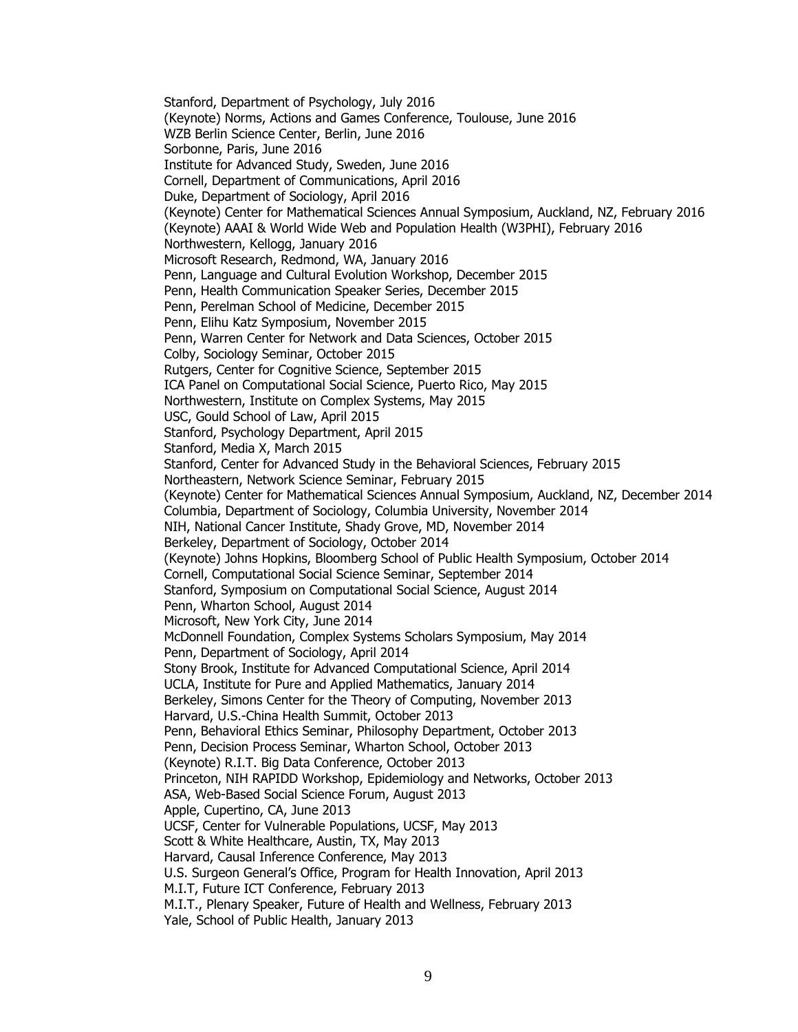Stanford, Department of Psychology, July 2016
(Keynote) Norms, Actions and Games Conference, Toulouse, June 2016
WZB Berlin Science Center, Berlin, June 2016
Sorbonne, Paris, June 2016
Institute for Advanced Study, Sweden, June 2016
Cornell, Department of Communications, April 2016
Duke, Department of Sociology, April 2016
(Keynote) Center for Mathematical Sciences Annual Symposium, Auckland, NZ, February 2016
(Keynote) AAAI & World Wide Web and Population Health (W3PHI), February 2016
Northwestern, Kellogg, January 2016
Microsoft Research, Redmond, WA, January 2016
Penn, Language and Cultural Evolution Workshop, December 2015
Penn, Health Communication Speaker Series, December 2015
Penn, Perelman School of Medicine, December 2015
Penn, Elihu Katz Symposium, November 2015
Penn, Warren Center for Network and Data Sciences, October 2015
Colby, Sociology Seminar, October 2015
Rutgers, Center for Cognitive Science, September 2015
ICA Panel on Computational Social Science, Puerto Rico, May 2015
Northwestern, Institute on Complex Systems, May 2015
USC, Gould School of Law, April 2015
Stanford, Psychology Department, April 2015
Stanford, Media X, March 2015
Stanford, Center for Advanced Study in the Behavioral Sciences, February 2015
Northeastern, Network Science Seminar, February 2015
(Keynote) Center for Mathematical Sciences Annual Symposium, Auckland, NZ, December 2014
Columbia, Department of Sociology, Columbia University, November 2014
NIH, National Cancer Institute, Shady Grove, MD, November 2014
Berkeley, Department of Sociology, October 2014
(Keynote) Johns Hopkins, Bloomberg School of Public Health Symposium, October 2014
Cornell, Computational Social Science Seminar, September 2014
Stanford, Symposium on Computational Social Science, August 2014
Penn, Wharton School, August 2014
Microsoft, New York City, June 2014
McDonnell Foundation, Complex Systems Scholars Symposium, May 2014
Penn, Department of Sociology, April 2014
Stony Brook, Institute for Advanced Computational Science, April 2014
UCLA, Institute for Pure and Applied Mathematics, January 2014
Berkeley, Simons Center for the Theory of Computing, November 2013
Harvard, U.S.-China Health Summit, October 2013
Penn, Behavioral Ethics Seminar, Philosophy Department, October 2013
Penn, Decision Process Seminar, Wharton School, October 2013
(Keynote) R.I.T. Big Data Conference, October 2013
Princeton, NIH RAPIDD Workshop, Epidemiology and Networks, October 2013
ASA, Web-Based Social Science Forum, August 2013
Apple, Cupertino, CA, June 2013
UCSF, Center for Vulnerable Populations, UCSF, May 2013
Scott & White Healthcare, Austin, TX, May 2013
Harvard, Causal Inference Conference, May 2013
U.S. Surgeon General's Office, Program for Health Innovation, April 2013
M.I.T, Future ICT Conference, February 2013
M.I.T., Plenary Speaker, Future of Health and Wellness, February 2013
Yale, School of Public Health, January 2013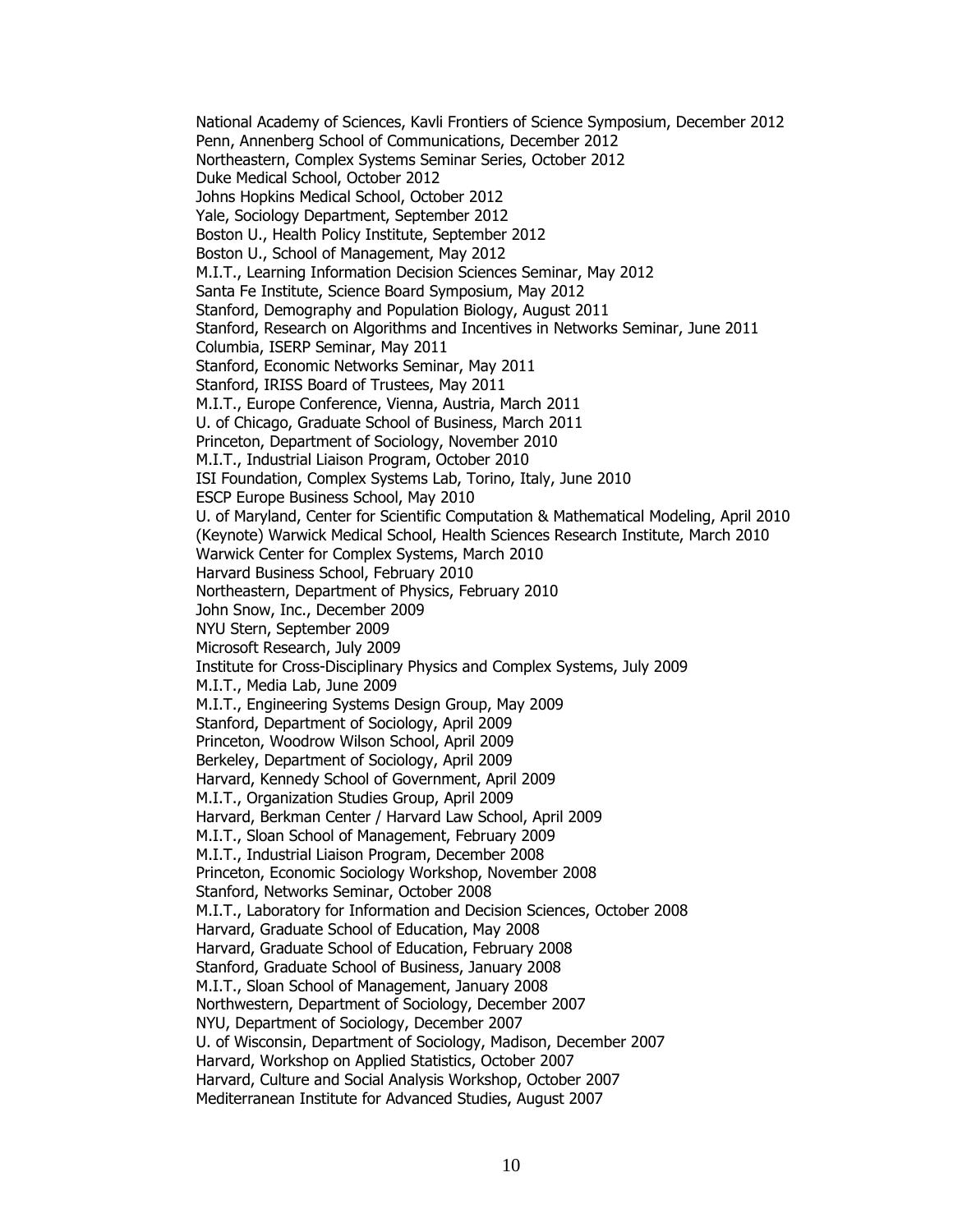National Academy of Sciences, Kavli Frontiers of Science Symposium, December 2012
Penn, Annenberg School of Communications, December 2012
Northeastern, Complex Systems Seminar Series, October 2012
Duke Medical School, October 2012
Johns Hopkins Medical School, October 2012
Yale, Sociology Department, September 2012
Boston U., Health Policy Institute, September 2012
Boston U., School of Management, May 2012
M.I.T., Learning Information Decision Sciences Seminar, May 2012
Santa Fe Institute, Science Board Symposium, May 2012
Stanford, Demography and Population Biology, August 2011
Stanford, Research on Algorithms and Incentives in Networks Seminar, June 2011
Columbia, ISERP Seminar, May 2011
Stanford, Economic Networks Seminar, May 2011
Stanford, IRISS Board of Trustees, May 2011
M.I.T., Europe Conference, Vienna, Austria, March 2011
U. of Chicago, Graduate School of Business, March 2011
Princeton, Department of Sociology, November 2010
M.I.T., Industrial Liaison Program, October 2010
ISI Foundation, Complex Systems Lab, Torino, Italy, June 2010
ESCP Europe Business School, May 2010
U. of Maryland, Center for Scientific Computation & Mathematical Modeling, April 2010
(Keynote) Warwick Medical School, Health Sciences Research Institute, March 2010
Warwick Center for Complex Systems, March 2010
Harvard Business School, February 2010
Northeastern, Department of Physics, February 2010
John Snow, Inc., December 2009
NYU Stern, September 2009
Microsoft Research, July 2009
Institute for Cross-Disciplinary Physics and Complex Systems, July 2009
M.I.T., Media Lab, June 2009
M.I.T., Engineering Systems Design Group, May 2009
Stanford, Department of Sociology, April 2009
Princeton, Woodrow Wilson School, April 2009
Berkeley, Department of Sociology, April 2009
Harvard, Kennedy School of Government, April 2009
M.I.T., Organization Studies Group, April 2009
Harvard, Berkman Center / Harvard Law School, April 2009
M.I.T., Sloan School of Management, February 2009
M.I.T., Industrial Liaison Program, December 2008
Princeton, Economic Sociology Workshop, November 2008
Stanford, Networks Seminar, October 2008
M.I.T., Laboratory for Information and Decision Sciences, October 2008
Harvard, Graduate School of Education, May 2008
Harvard, Graduate School of Education, February 2008
Stanford, Graduate School of Business, January 2008
M.I.T., Sloan School of Management, January 2008
Northwestern, Department of Sociology, December 2007
NYU, Department of Sociology, December 2007
U. of Wisconsin, Department of Sociology, Madison, December 2007
Harvard, Workshop on Applied Statistics, October 2007
Harvard, Culture and Social Analysis Workshop, October 2007
Mediterranean Institute for Advanced Studies, August 2007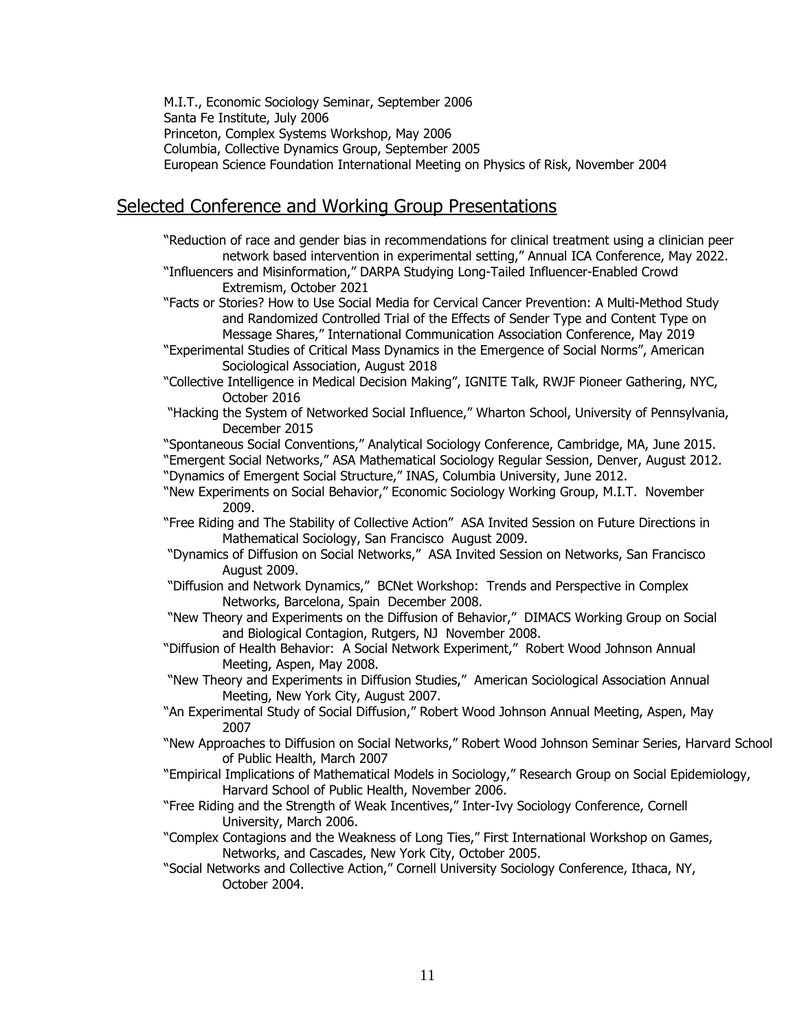M.I.T., Economic Sociology Seminar, September 2006
Santa Fe Institute, July 2006
Princeton, Complex Systems Workshop, May 2006
Columbia, Collective Dynamics Group, September 2005
European Science Foundation International Meeting on Physics of Risk, November 2004

## Selected Conference and Working Group Presentations

"Reduction of race and gender bias in recommendations for clinical treatment using a clinician peer network based intervention in experimental setting," Annual ICA Conference, May 2022.

"Influencers and Misinformation," DARPA Studying Long-Tailed Influencer-Enabled Crowd Extremism, October 2021

"Facts or Stories? How to Use Social Media for Cervical Cancer Prevention: A Multi-Method Study and Randomized Controlled Trial of the Effects of Sender Type and Content Type on Message Shares," International Communication Association Conference, May 2019

"Experimental Studies of Critical Mass Dynamics in the Emergence of Social Norms", American Sociological Association, August 2018

"Collective Intelligence in Medical Decision Making", IGNITE Talk, RWJF Pioneer Gathering, NYC, October 2016

"Hacking the System of Networked Social Influence," Wharton School, University of Pennsylvania, December 2015

"Spontaneous Social Conventions," Analytical Sociology Conference, Cambridge, MA, June 2015.

"Emergent Social Networks," ASA Mathematical Sociology Regular Session, Denver, August 2012.

"Dynamics of Emergent Social Structure," INAS, Columbia University, June 2012.

"New Experiments on Social Behavior," Economic Sociology Working Group, M.I.T. November 2009.

"Free Riding and The Stability of Collective Action" ASA Invited Session on Future Directions in Mathematical Sociology, San Francisco August 2009.

"Dynamics of Diffusion on Social Networks," ASA Invited Session on Networks, San Francisco August 2009.

"Diffusion and Network Dynamics," BCNet Workshop: Trends and Perspective in Complex Networks, Barcelona, Spain December 2008.

"New Theory and Experiments on the Diffusion of Behavior," DIMACS Working Group on Social and Biological Contagion, Rutgers, NJ November 2008.

"Diffusion of Health Behavior: A Social Network Experiment," Robert Wood Johnson Annual Meeting, Aspen, May 2008.

"New Theory and Experiments in Diffusion Studies," American Sociological Association Annual Meeting, New York City, August 2007.

"An Experimental Study of Social Diffusion," Robert Wood Johnson Annual Meeting, Aspen, May 2007

"New Approaches to Diffusion on Social Networks," Robert Wood Johnson Seminar Series, Harvard School of Public Health, March 2007

"Empirical Implications of Mathematical Models in Sociology," Research Group on Social Epidemiology, Harvard School of Public Health, November 2006.

"Free Riding and the Strength of Weak Incentives," Inter-Ivy Sociology Conference, Cornell University, March 2006.

"Complex Contagions and the Weakness of Long Ties," First International Workshop on Games, Networks, and Cascades, New York City, October 2005.

"Social Networks and Collective Action," Cornell University Sociology Conference, Ithaca, NY, October 2004.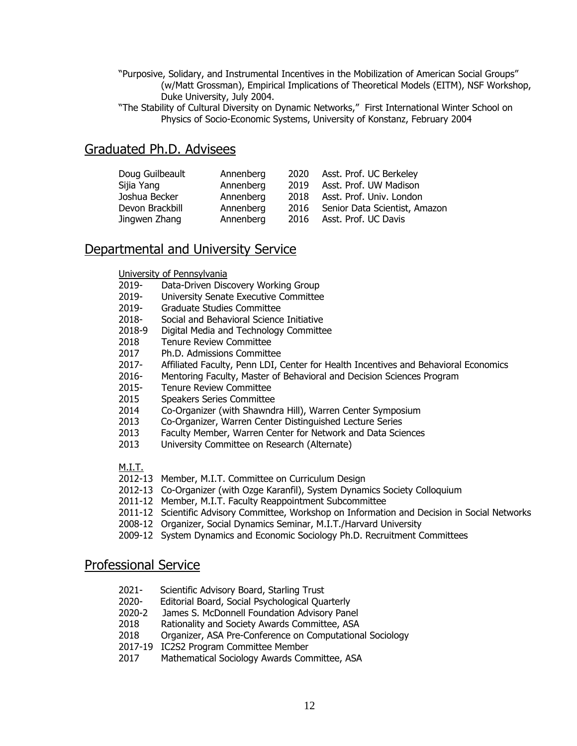"Purposive, Solidary, and Instrumental Incentives in the Mobilization of American Social Groups" (w/Matt Grossman), Empirical Implications of Theoretical Models (EITM), NSF Workshop, Duke University, July 2004.

"The Stability of Cultural Diversity on Dynamic Networks," First International Winter School on Physics of Socio-Economic Systems, University of Konstanz, February 2004

## Graduated Ph.D. Advisees

| | | | |
|---|---|---|---|
| Doug Guilbeault | Annenberg | 2020 | Asst. Prof. UC Berkeley |
| Sijia Yang | Annenberg | 2019 | Asst. Prof. UW Madison |
| Joshua Becker | Annenberg | 2018 | Asst. Prof. Univ. London |
| Devon Brackbill | Annenberg | 2016 | Senior Data Scientist, Amazon |
| Jingwen Zhang | Annenberg | 2016 | Asst. Prof. UC Davis |

## Departmental and University Service

University of Pennsylvania

- 2019- Data-Driven Discovery Working Group
- 2019- University Senate Executive Committee
- 2019- Graduate Studies Committee
- 2018- Social and Behavioral Science Initiative
- 2018-9 Digital Media and Technology Committee
- 2018 Tenure Review Committee
- 2017 Ph.D. Admissions Committee
- 2017- Affiliated Faculty, Penn LDI, Center for Health Incentives and Behavioral Economics
- 2016- Mentoring Faculty, Master of Behavioral and Decision Sciences Program
- 2015- Tenure Review Committee
- 2015 Speakers Series Committee
- 2014 Co-Organizer (with Shawndra Hill), Warren Center Symposium
- 2013 Co-Organizer, Warren Center Distinguished Lecture Series
- 2013 Faculty Member, Warren Center for Network and Data Sciences
- 2013 University Committee on Research (Alternate)

M.I.T.

- 2012-13 Member, M.I.T. Committee on Curriculum Design
- 2012-13 Co-Organizer (with Ozge Karanfil), System Dynamics Society Colloquium
- 2011-12 Member, M.I.T. Faculty Reappointment Subcommittee
- 2011-12 Scientific Advisory Committee, Workshop on Information and Decision in Social Networks
- 2008-12 Organizer, Social Dynamics Seminar, M.I.T./Harvard University
- 2009-12 System Dynamics and Economic Sociology Ph.D. Recruitment Committees

## Professional Service

- 2021- Scientific Advisory Board, Starling Trust
- 2020- Editorial Board, Social Psychological Quarterly
- 2020-2 James S. McDonnell Foundation Advisory Panel
- 2018 Rationality and Society Awards Committee, ASA
- 2018 Organizer, ASA Pre-Conference on Computational Sociology
- 2017-19 IC2S2 Program Committee Member
- 2017 Mathematical Sociology Awards Committee, ASA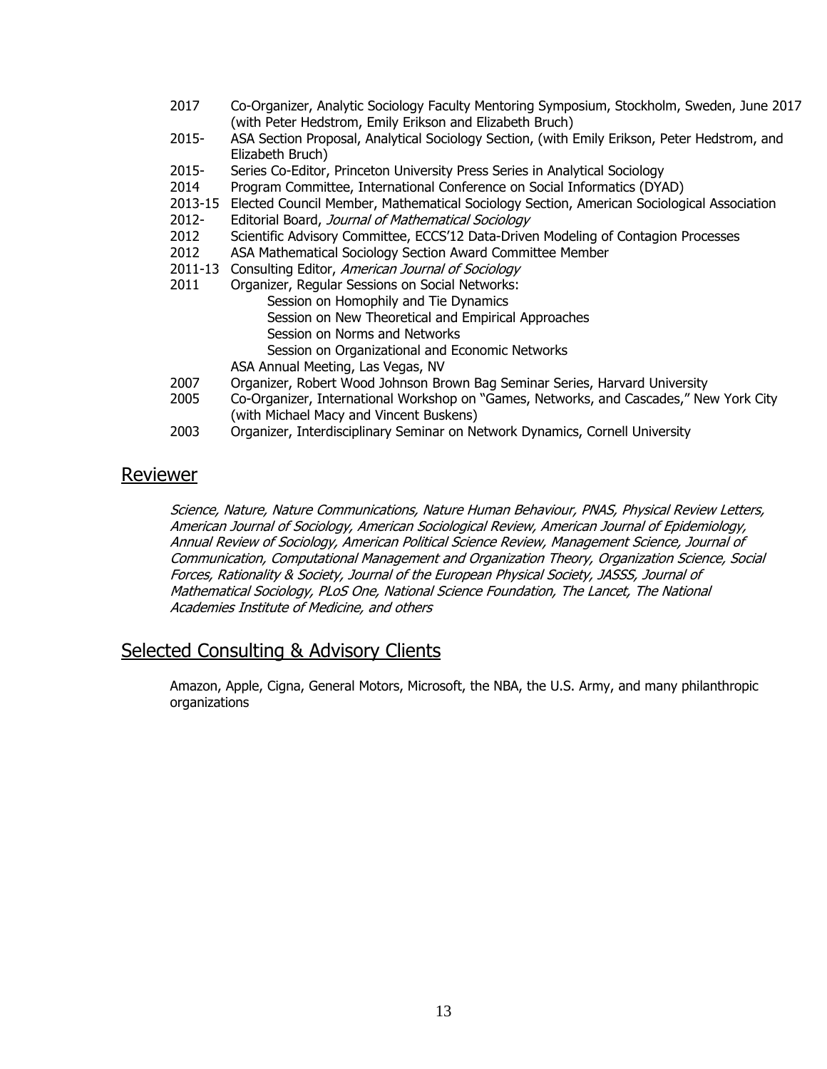2017 Co-Organizer, Analytic Sociology Faculty Mentoring Symposium, Stockholm, Sweden, June 2017 (with Peter Hedstrom, Emily Erikson and Elizabeth Bruch)

2015- ASA Section Proposal, Analytical Sociology Section, (with Emily Erikson, Peter Hedstrom, and Elizabeth Bruch)

2015- Series Co-Editor, Princeton University Press Series in Analytical Sociology

2014 Program Committee, International Conference on Social Informatics (DYAD)

2013-15 Elected Council Member, Mathematical Sociology Section, American Sociological Association

2012- Editorial Board, *Journal of Mathematical Sociology*

2012 Scientific Advisory Committee, ECCS'12 Data-Driven Modeling of Contagion Processes

2012 ASA Mathematical Sociology Section Award Committee Member

2011-13 Consulting Editor, *American Journal of Sociology*

2011 Organizer, Regular Sessions on Social Networks:
- Session on Homophily and Tie Dynamics
- Session on New Theoretical and Empirical Approaches
- Session on Norms and Networks
- Session on Organizational and Economic Networks

ASA Annual Meeting, Las Vegas, NV

2007 Organizer, Robert Wood Johnson Brown Bag Seminar Series, Harvard University

2005 Co-Organizer, International Workshop on "Games, Networks, and Cascades," New York City (with Michael Macy and Vincent Buskens)

2003 Organizer, Interdisciplinary Seminar on Network Dynamics, Cornell University

## Reviewer

*Science, Nature, Nature Communications, Nature Human Behaviour, PNAS, Physical Review Letters, American Journal of Sociology, American Sociological Review, American Journal of Epidemiology, Annual Review of Sociology, American Political Science Review, Management Science, Journal of Communication, Computational Management and Organization Theory, Organization Science, Social Forces, Rationality & Society, Journal of the European Physical Society, JASSS, Journal of Mathematical Sociology, PLoS One, National Science Foundation, The Lancet, The National Academies Institute of Medicine, and others*

## Selected Consulting & Advisory Clients

Amazon, Apple, Cigna, General Motors, Microsoft, the NBA, the U.S. Army, and many philanthropic organizations